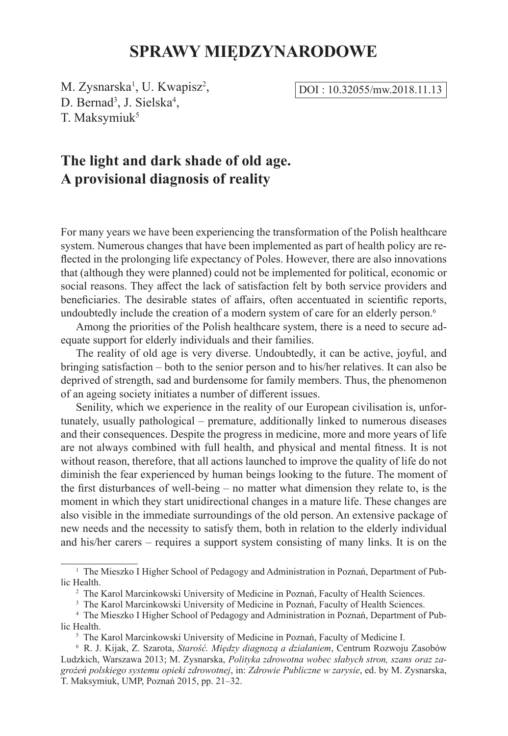# SPRAWY MIĘDZYNARODOWE

M. Zysnarska[1], U. Kwapisz[2], D. Bernad[3], J. Sielska[4], T. Maksymiuk[5]

DOI : 10.32055/mw.2018.11.13

## The light and dark shade of old age. A provisional diagnosis of reality

For many years we have been experiencing the transformation of the Polish healthcare system. Numerous changes that have been implemented as part of health policy are reflected in the prolonging life expectancy of Poles. However, there are also innovations that (although they were planned) could not be implemented for political, economic or social reasons. They affect the lack of satisfaction felt by both service providers and beneficiaries. The desirable states of affairs, often accentuated in scientific reports, undoubtedly include the creation of a modern system of care for an elderly person.[6]

Among the priorities of the Polish healthcare system, there is a need to secure adequate support for elderly individuals and their families.

The reality of old age is very diverse. Undoubtedly, it can be active, joyful, and bringing satisfaction – both to the senior person and to his/her relatives. It can also be deprived of strength, sad and burdensome for family members. Thus, the phenomenon of an ageing society initiates a number of different issues.

Senility, which we experience in the reality of our European civilisation is, unfortunately, usually pathological – premature, additionally linked to numerous diseases and their consequences. Despite the progress in medicine, more and more years of life are not always combined with full health, and physical and mental fitness. It is not without reason, therefore, that all actions launched to improve the quality of life do not diminish the fear experienced by human beings looking to the future. The moment of the first disturbances of well-being – no matter what dimension they relate to, is the moment in which they start unidirectional changes in a mature life. These changes are also visible in the immediate surroundings of the old person. An extensive package of new needs and the necessity to satisfy them, both in relation to the elderly individual and his/her carers – requires a support system consisting of many links. It is on the

---

[1] The Mieszko I Higher School of Pedagogy and Administration in Poznań, Department of Public Health.

[2] The Karol Marcinkowski University of Medicine in Poznań, Faculty of Health Sciences.

[3] The Karol Marcinkowski University of Medicine in Poznań, Faculty of Health Sciences.

[4] The Mieszko I Higher School of Pedagogy and Administration in Poznań, Department of Public Health.

[5] The Karol Marcinkowski University of Medicine in Poznań, Faculty of Medicine I.

[6] R. J. Kijak, Z. Szarota, *Starość. Między diagnozą a działaniem*, Centrum Rozwoju Zasobów Ludzkich, Warszawa 2013; M. Zysnarska, *Polityka zdrowotna wobec słabych stron, szans oraz zagrożeń polskiego systemu opieki zdrowotnej*, in: *Zdrowie Publiczne w zarysie*, ed. by M. Zysnarska, T. Maksymiuk, UMP, Poznań 2015, pp. 21–32.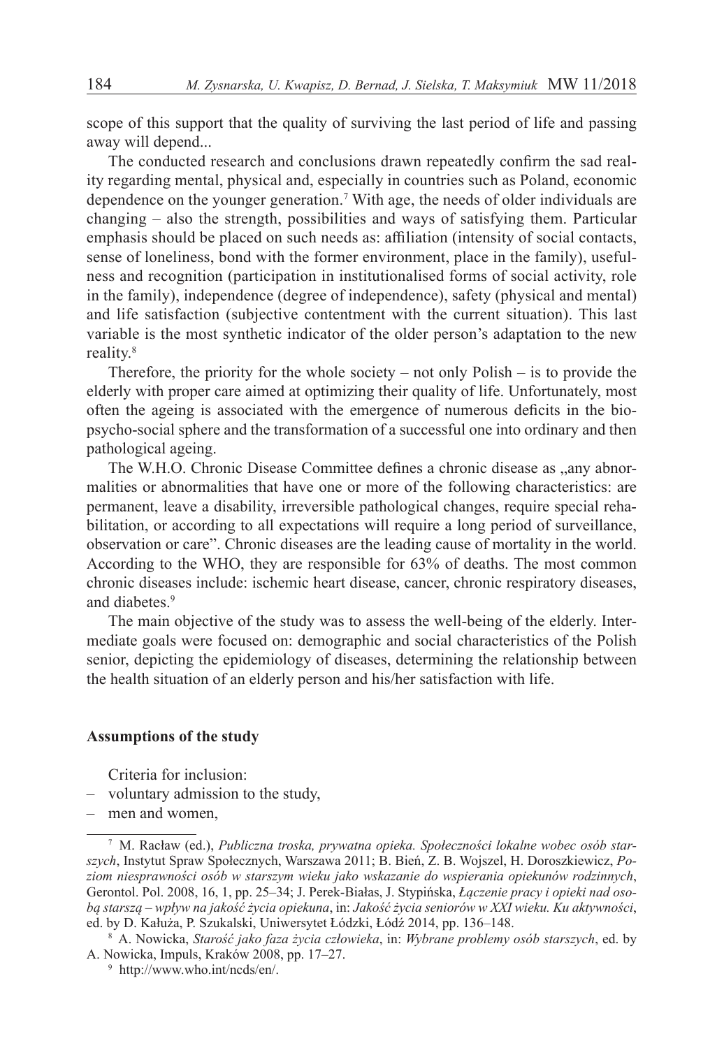scope of this support that the quality of surviving the last period of life and passing away will depend...

The conducted research and conclusions drawn repeatedly confirm the sad reality regarding mental, physical and, especially in countries such as Poland, economic dependence on the younger generation.[7] With age, the needs of older individuals are changing – also the strength, possibilities and ways of satisfying them. Particular emphasis should be placed on such needs as: affiliation (intensity of social contacts, sense of loneliness, bond with the former environment, place in the family), usefulness and recognition (participation in institutionalised forms of social activity, role in the family), independence (degree of independence), safety (physical and mental) and life satisfaction (subjective contentment with the current situation). This last variable is the most synthetic indicator of the older person's adaptation to the new reality.[8]

Therefore, the priority for the whole society – not only Polish – is to provide the elderly with proper care aimed at optimizing their quality of life. Unfortunately, most often the ageing is associated with the emergence of numerous deficits in the bio-psycho-social sphere and the transformation of a successful one into ordinary and then pathological ageing.

The W.H.O. Chronic Disease Committee defines a chronic disease as „any abnormalities or abnormalities that have one or more of the following characteristics: are permanent, leave a disability, irreversible pathological changes, require special rehabilitation, or according to all expectations will require a long period of surveillance, observation or care". Chronic diseases are the leading cause of mortality in the world. According to the WHO, they are responsible for 63% of deaths. The most common chronic diseases include: ischemic heart disease, cancer, chronic respiratory diseases, and diabetes.[9]

The main objective of the study was to assess the well-being of the elderly. Intermediate goals were focused on: demographic and social characteristics of the Polish senior, depicting the epidemiology of diseases, determining the relationship between the health situation of an elderly person and his/her satisfaction with life.

## Assumptions of the study

Criteria for inclusion:

- voluntary admission to the study,
- men and women,

---

[7] M. Racław (ed.), *Publiczna troska, prywatna opieka. Społeczności lokalne wobec osób starszych*, Instytut Spraw Społecznych, Warszawa 2011; B. Bień, Z. B. Wojszel, H. Doroszkiewicz, *Poziom niesprawności osób w starszym wieku jako wskazanie do wspierania opiekunów rodzinnych*, Gerontol. Pol. 2008, 16, 1, pp. 25–34; J. Perek-Białas, J. Stypińska, *Łączenie pracy i opieki nad osobą starszą – wpływ na jakość życia opiekuna*, in: *Jakość życia seniorów w XXI wieku. Ku aktywności*, ed. by D. Kałuża, P. Szukalski, Uniwersytet Łódzki, Łódź 2014, pp. 136–148.

[8] A. Nowicka, *Starość jako faza życia człowieka*, in: *Wybrane problemy osób starszych*, ed. by A. Nowicka, Impuls, Kraków 2008, pp. 17–27.

[9] http://www.who.int/ncds/en/.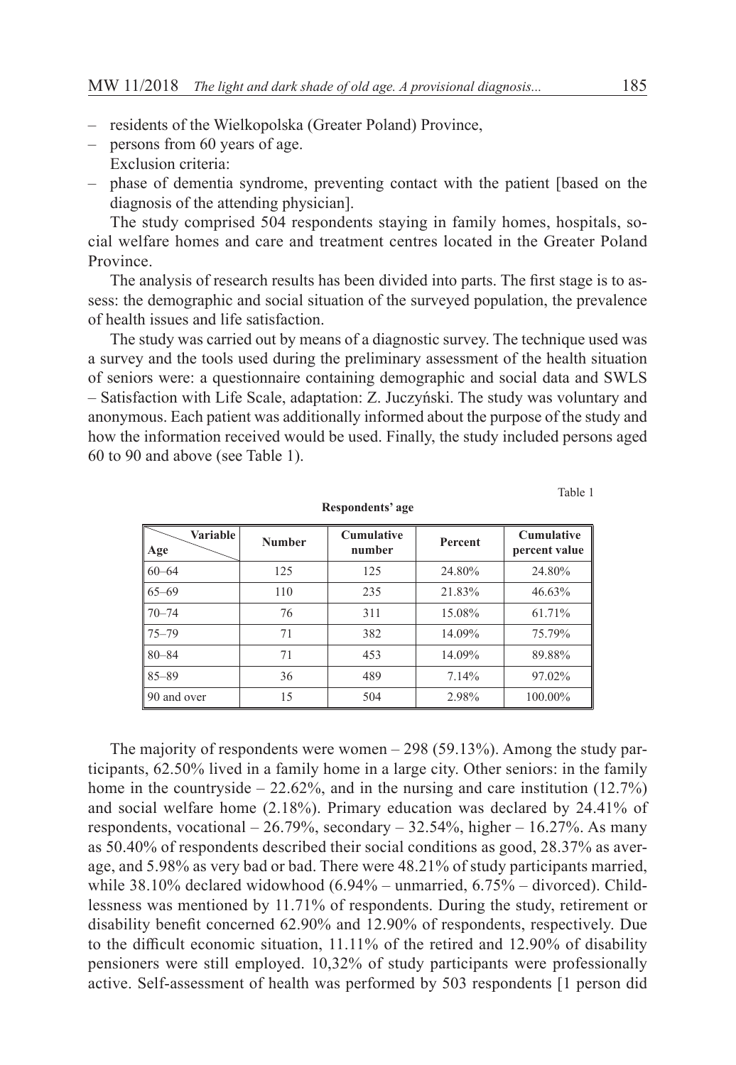– residents of the Wielkopolska (Greater Poland) Province,
– persons from 60 years of age.

Exclusion criteria:

– phase of dementia syndrome, preventing contact with the patient [based on the diagnosis of the attending physician].

The study comprised 504 respondents staying in family homes, hospitals, social welfare homes and care and treatment centres located in the Greater Poland Province.

The analysis of research results has been divided into parts. The first stage is to assess: the demographic and social situation of the surveyed population, the prevalence of health issues and life satisfaction.

The study was carried out by means of a diagnostic survey. The technique used was a survey and the tools used during the preliminary assessment of the health situation of seniors were: a questionnaire containing demographic and social data and SWLS – Satisfaction with Life Scale, adaptation: Z. Juczyński. The study was voluntary and anonymous. Each patient was additionally informed about the purpose of the study and how the information received would be used. Finally, the study included persons aged 60 to 90 and above (see Table 1).

Table 1

**Respondents' age**

| Age \ Variable | Number | Cumulative number | Percent | Cumulative percent value |
|---|---|---|---|---|
| 60–64 | 125 | 125 | 24.80% | 24.80% |
| 65–69 | 110 | 235 | 21.83% | 46.63% |
| 70–74 | 76 | 311 | 15.08% | 61.71% |
| 75–79 | 71 | 382 | 14.09% | 75.79% |
| 80–84 | 71 | 453 | 14.09% | 89.88% |
| 85–89 | 36 | 489 | 7.14% | 97.02% |
| 90 and over | 15 | 504 | 2.98% | 100.00% |

The majority of respondents were women – 298 (59.13%). Among the study participants, 62.50% lived in a family home in a large city. Other seniors: in the family home in the countryside – 22.62%, and in the nursing and care institution (12.7%) and social welfare home (2.18%). Primary education was declared by 24.41% of respondents, vocational – 26.79%, secondary – 32.54%, higher – 16.27%. As many as 50.40% of respondents described their social conditions as good, 28.37% as average, and 5.98% as very bad or bad. There were 48.21% of study participants married, while 38.10% declared widowhood (6.94% – unmarried, 6.75% – divorced). Childlessness was mentioned by 11.71% of respondents. During the study, retirement or disability benefit concerned 62.90% and 12.90% of respondents, respectively. Due to the difficult economic situation, 11.11% of the retired and 12.90% of disability pensioners were still employed. 10,32% of study participants were professionally active. Self-assessment of health was performed by 503 respondents [1 person did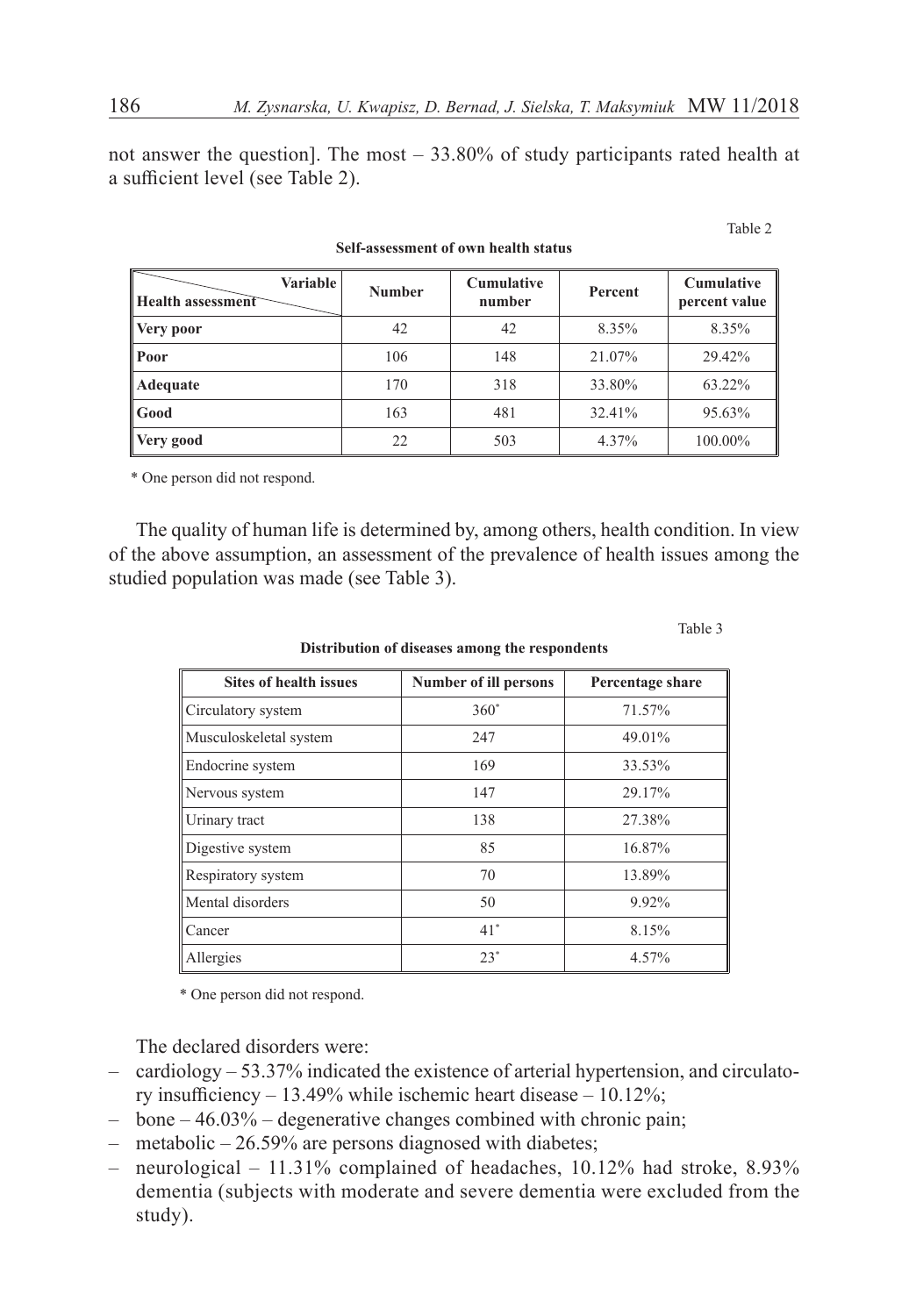not answer the question]. The most – 33.80% of study participants rated health at a sufficient level (see Table 2).

Table 2

**Self-assessment of own health status**

| Health assessment / Variable | Number | Cumulative number | Percent | Cumulative percent value |
|---|---|---|---|---|
| **Very poor** | 42 | 42 | 8.35% | 8.35% |
| **Poor** | 106 | 148 | 21.07% | 29.42% |
| **Adequate** | 170 | 318 | 33.80% | 63.22% |
| **Good** | 163 | 481 | 32.41% | 95.63% |
| **Very good** | 22 | 503 | 4.37% | 100.00% |

\* One person did not respond.

The quality of human life is determined by, among others, health condition. In view of the above assumption, an assessment of the prevalence of health issues among the studied population was made (see Table 3).

Table 3

**Distribution of diseases among the respondents**

| Sites of health issues | Number of ill persons | Percentage share |
|---|---|---|
| Circulatory system | 360* | 71.57% |
| Musculoskeletal system | 247 | 49.01% |
| Endocrine system | 169 | 33.53% |
| Nervous system | 147 | 29.17% |
| Urinary tract | 138 | 27.38% |
| Digestive system | 85 | 16.87% |
| Respiratory system | 70 | 13.89% |
| Mental disorders | 50 | 9.92% |
| Cancer | 41* | 8.15% |
| Allergies | 23* | 4.57% |

\* One person did not respond.

The declared disorders were:

- cardiology – 53.37% indicated the existence of arterial hypertension, and circulatory insufficiency – 13.49% while ischemic heart disease – 10.12%;
- bone – 46.03% – degenerative changes combined with chronic pain;
- metabolic – 26.59% are persons diagnosed with diabetes;
- neurological – 11.31% complained of headaches, 10.12% had stroke, 8.93% dementia (subjects with moderate and severe dementia were excluded from the study).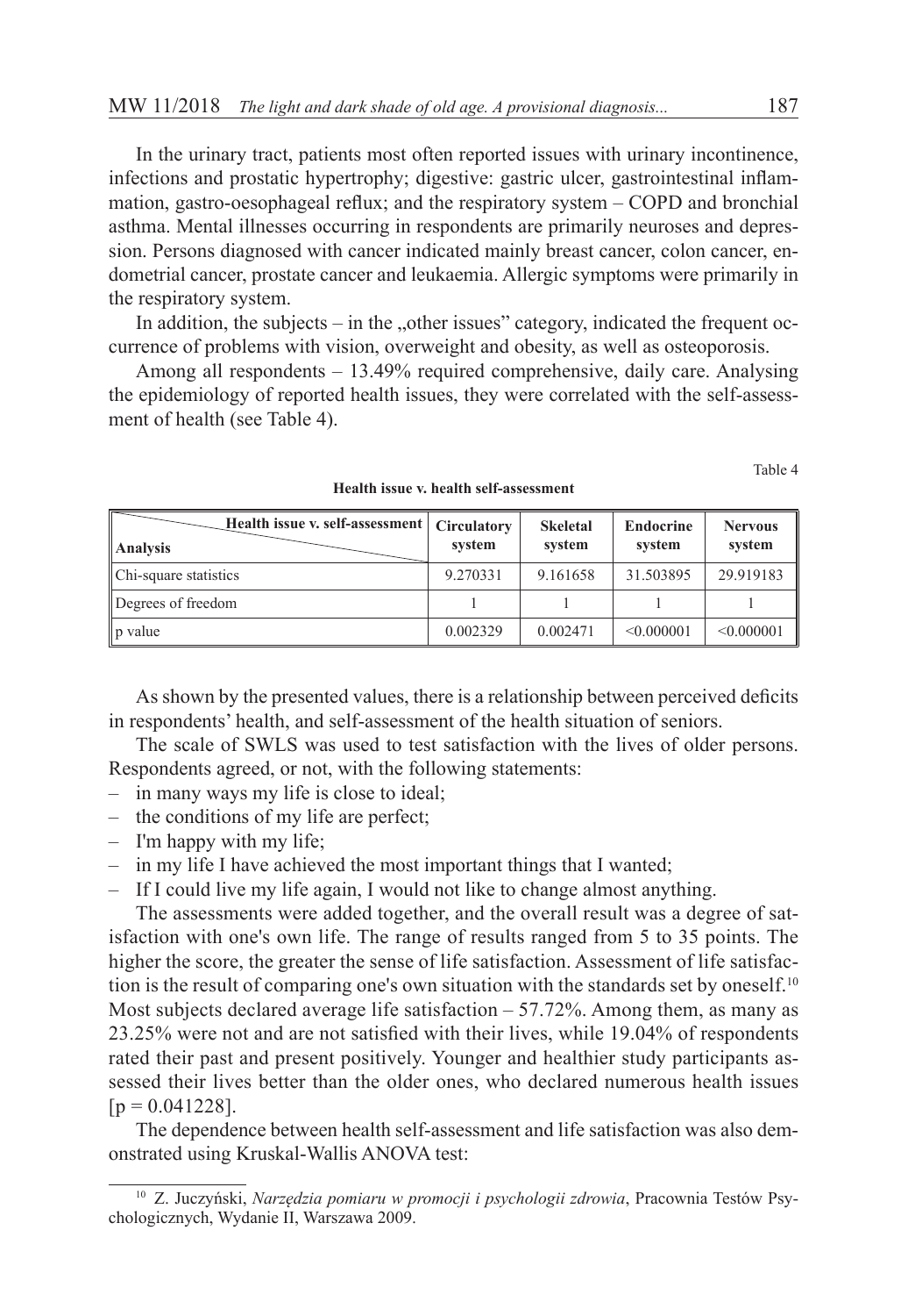In the urinary tract, patients most often reported issues with urinary incontinence, infections and prostatic hypertrophy; digestive: gastric ulcer, gastrointestinal inflammation, gastro-oesophageal reflux; and the respiratory system – COPD and bronchial asthma. Mental illnesses occurring in respondents are primarily neuroses and depression. Persons diagnosed with cancer indicated mainly breast cancer, colon cancer, endometrial cancer, prostate cancer and leukaemia. Allergic symptoms were primarily in the respiratory system.

In addition, the subjects – in the „other issues" category, indicated the frequent occurrence of problems with vision, overweight and obesity, as well as osteoporosis.

Among all respondents – 13.49% required comprehensive, daily care. Analysing the epidemiology of reported health issues, they were correlated with the self-assessment of health (see Table 4).

Table 4

**Health issue v. health self-assessment**

| Analysis \ Health issue v. self-assessment | Circulatory system | Skeletal system | Endocrine system | Nervous system |
|---|---|---|---|---|
| Chi-square statistics | 9.270331 | 9.161658 | 31.503895 | 29.919183 |
| Degrees of freedom | 1 | 1 | 1 | 1 |
| p value | 0.002329 | 0.002471 | <0.000001 | <0.000001 |

As shown by the presented values, there is a relationship between perceived deficits in respondents' health, and self-assessment of the health situation of seniors.

The scale of SWLS was used to test satisfaction with the lives of older persons. Respondents agreed, or not, with the following statements:

- in many ways my life is close to ideal;
- the conditions of my life are perfect;
- I'm happy with my life;
- in my life I have achieved the most important things that I wanted;
- If I could live my life again, I would not like to change almost anything.

The assessments were added together, and the overall result was a degree of satisfaction with one's own life. The range of results ranged from 5 to 35 points. The higher the score, the greater the sense of life satisfaction. Assessment of life satisfaction is the result of comparing one's own situation with the standards set by oneself.[10] Most subjects declared average life satisfaction – 57.72%. Among them, as many as 23.25% were not and are not satisfied with their lives, while 19.04% of respondents rated their past and present positively. Younger and healthier study participants assessed their lives better than the older ones, who declared numerous health issues [$p = 0.041228$].

The dependence between health self-assessment and life satisfaction was also demonstrated using Kruskal-Wallis ANOVA test:

[10] Z. Juczyński, *Narzędzia pomiaru w promocji i psychologii zdrowia*, Pracownia Testów Psychologicznych, Wydanie II, Warszawa 2009.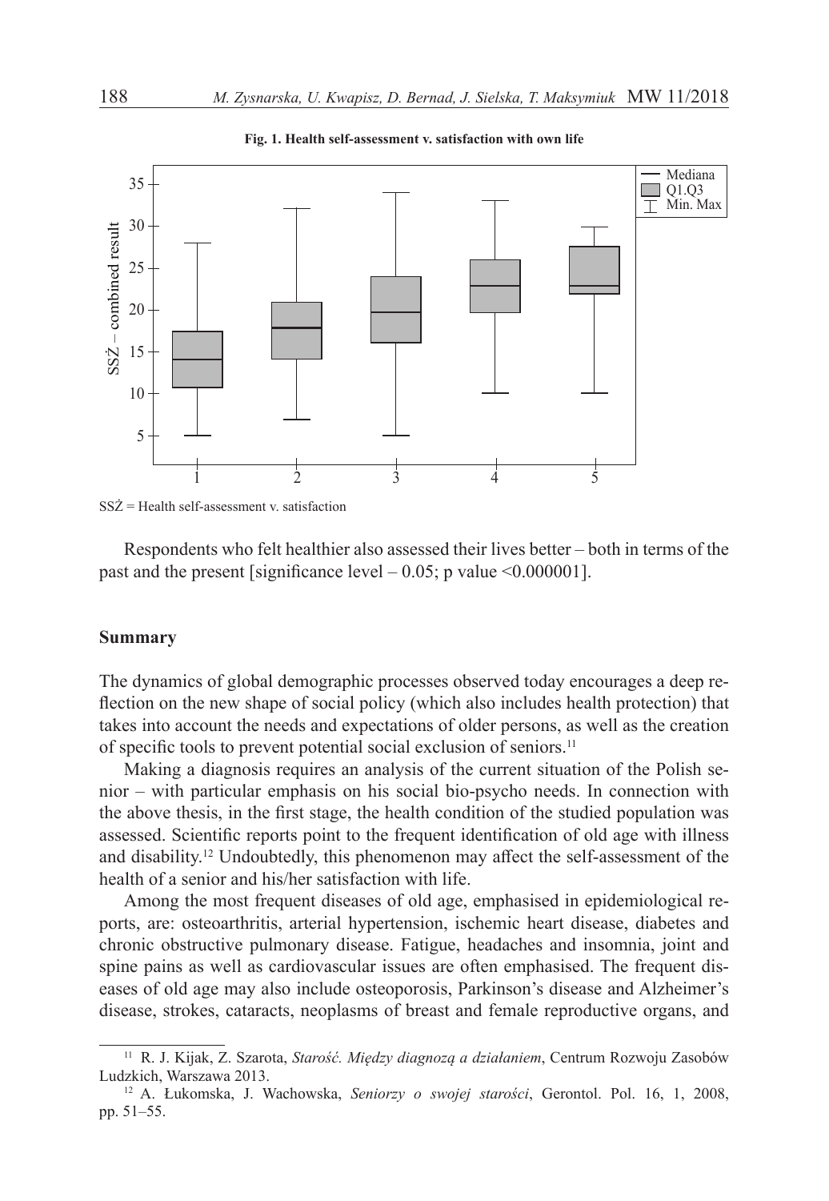**Fig. 1. Health self-assessment v. satisfaction with own life**

SSŻ = Health self-assessment v. satisfaction

Respondents who felt healthier also assessed their lives better – both in terms of the past and the present [significance level – 0.05; p value <0.000001].

## Summary

The dynamics of global demographic processes observed today encourages a deep reflection on the new shape of social policy (which also includes health protection) that takes into account the needs and expectations of older persons, as well as the creation of specific tools to prevent potential social exclusion of seniors.[11]

Making a diagnosis requires an analysis of the current situation of the Polish senior – with particular emphasis on his social bio-psycho needs. In connection with the above thesis, in the first stage, the health condition of the studied population was assessed. Scientific reports point to the frequent identification of old age with illness and disability.[12] Undoubtedly, this phenomenon may affect the self-assessment of the health of a senior and his/her satisfaction with life.

Among the most frequent diseases of old age, emphasised in epidemiological reports, are: osteoarthritis, arterial hypertension, ischemic heart disease, diabetes and chronic obstructive pulmonary disease. Fatigue, headaches and insomnia, joint and spine pains as well as cardiovascular issues are often emphasised. The frequent diseases of old age may also include osteoporosis, Parkinson's disease and Alzheimer's disease, strokes, cataracts, neoplasms of breast and female reproductive organs, and

[11] R. J. Kijak, Z. Szarota, *Starość. Między diagnozą a działaniem*, Centrum Rozwoju Zasobów Ludzkich, Warszawa 2013.

[12] A. Łukomska, J. Wachowska, *Seniorzy o swojej starości*, Gerontol. Pol. 16, 1, 2008, pp. 51–55.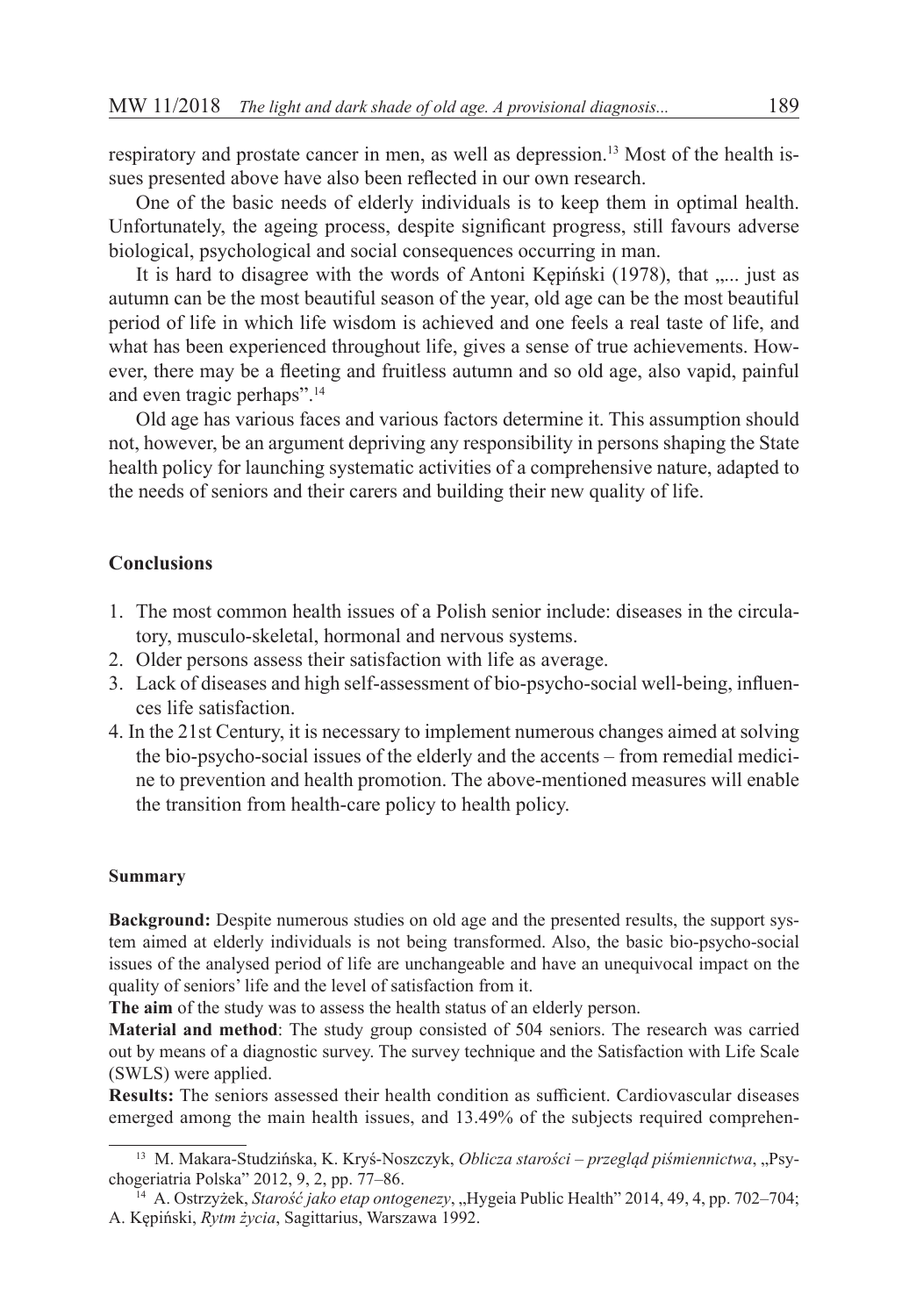respiratory and prostate cancer in men, as well as depression.[13] Most of the health issues presented above have also been reflected in our own research.

One of the basic needs of elderly individuals is to keep them in optimal health. Unfortunately, the ageing process, despite significant progress, still favours adverse biological, psychological and social consequences occurring in man.

It is hard to disagree with the words of Antoni Kępiński (1978), that „... just as autumn can be the most beautiful season of the year, old age can be the most beautiful period of life in which life wisdom is achieved and one feels a real taste of life, and what has been experienced throughout life, gives a sense of true achievements. However, there may be a fleeting and fruitless autumn and so old age, also vapid, painful and even tragic perhaps".[14]

Old age has various faces and various factors determine it. This assumption should not, however, be an argument depriving any responsibility in persons shaping the State health policy for launching systematic activities of a comprehensive nature, adapted to the needs of seniors and their carers and building their new quality of life.

## Conclusions

1. The most common health issues of a Polish senior include: diseases in the circulatory, musculo-skeletal, hormonal and nervous systems.
2. Older persons assess their satisfaction with life as average.
3. Lack of diseases and high self-assessment of bio-psycho-social well-being, influences life satisfaction.
4. In the 21st Century, it is necessary to implement numerous changes aimed at solving the bio-psycho-social issues of the elderly and the accents – from remedial medicine to prevention and health promotion. The above-mentioned measures will enable the transition from health-care policy to health policy.

### Summary

**Background:** Despite numerous studies on old age and the presented results, the support system aimed at elderly individuals is not being transformed. Also, the basic bio-psycho-social issues of the analysed period of life are unchangeable and have an unequivocal impact on the quality of seniors' life and the level of satisfaction from it.

**The aim** of the study was to assess the health status of an elderly person.

**Material and method**: The study group consisted of 504 seniors. The research was carried out by means of a diagnostic survey. The survey technique and the Satisfaction with Life Scale (SWLS) were applied.

**Results:** The seniors assessed their health condition as sufficient. Cardiovascular diseases emerged among the main health issues, and 13.49% of the subjects required comprehen-

---

[13] M. Makara-Studzińska, K. Kryś-Noszczyk, *Oblicza starości – przegląd piśmiennictwa*, „Psychogeriatria Polska" 2012, 9, 2, pp. 77–86.

[14] A. Ostrzyżek, *Starość jako etap ontogenezy*, „Hygeia Public Health" 2014, 49, 4, pp. 702–704; A. Kępiński, *Rytm życia*, Sagittarius, Warszawa 1992.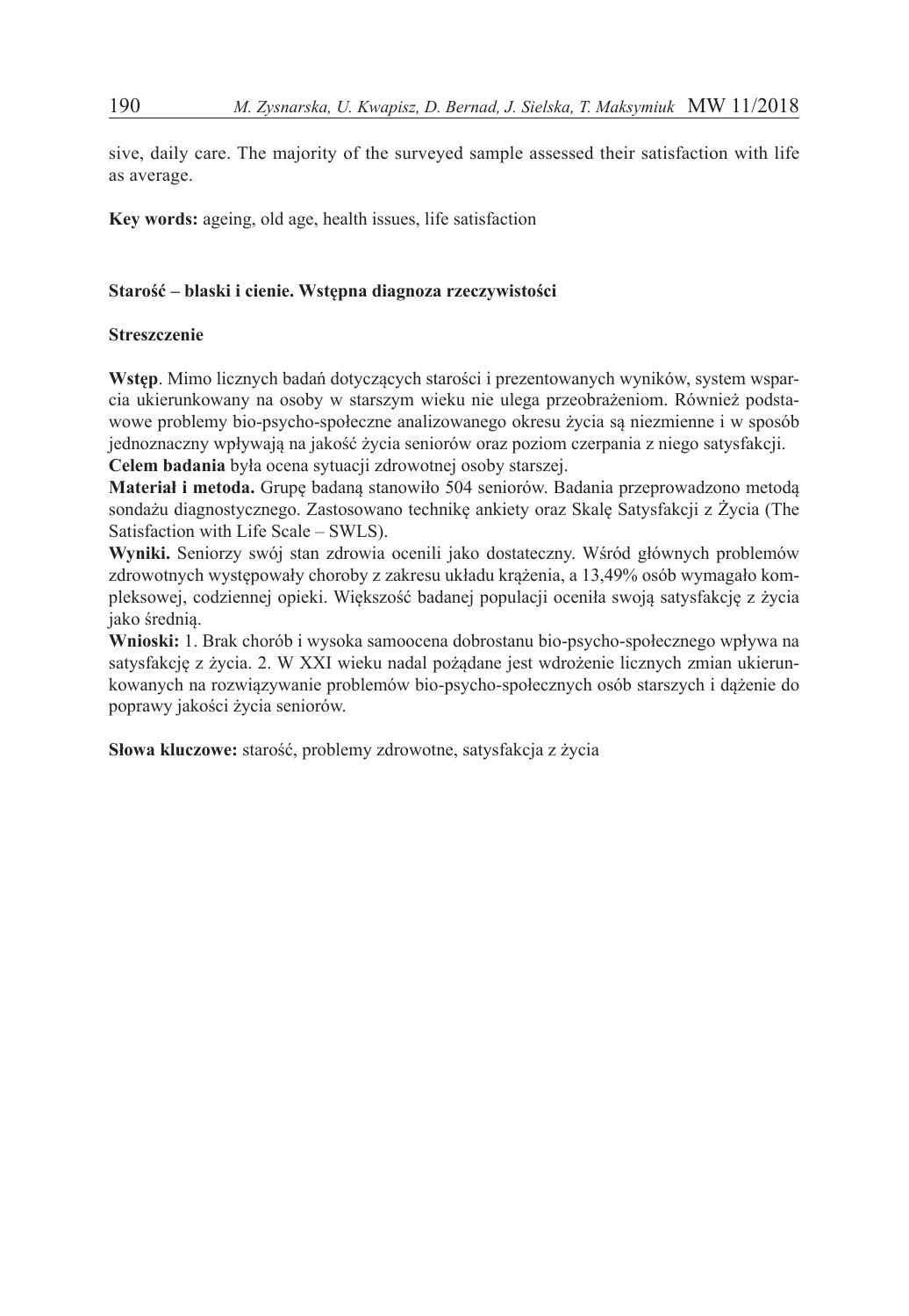sive, daily care. The majority of the surveyed sample assessed their satisfaction with life as average.

**Key words:** ageing, old age, health issues, life satisfaction

## Starość – blaski i cienie. Wstępna diagnoza rzeczywistości

### Streszczenie

**Wstęp**. Mimo licznych badań dotyczących starości i prezentowanych wyników, system wsparcia ukierunkowany na osoby w starszym wieku nie ulega przeobrażeniom. Również podstawowe problemy bio-psycho-społeczne analizowanego okresu życia są niezmienne i w sposób jednoznaczny wpływają na jakość życia seniorów oraz poziom czerpania z niego satysfakcji.

**Celem badania** była ocena sytuacji zdrowotnej osoby starszej.

**Materiał i metoda.** Grupę badaną stanowiło 504 seniorów. Badania przeprowadzono metodą sondażu diagnostycznego. Zastosowano technikę ankiety oraz Skalę Satysfakcji z Życia (The Satisfaction with Life Scale – SWLS).

**Wyniki.** Seniorzy swój stan zdrowia ocenili jako dostateczny. Wśród głównych problemów zdrowotnych występowały choroby z zakresu układu krążenia, a 13,49% osób wymagało kompleksowej, codziennej opieki. Większość badanej populacji oceniła swoją satysfakcję z życia jako średnią.

**Wnioski:** 1. Brak chorób i wysoka samoocena dobrostanu bio-psycho-społecznego wpływa na satysfakcję z życia. 2. W XXI wieku nadal pożądane jest wdrożenie licznych zmian ukierunkowanych na rozwiązywanie problemów bio-psycho-społecznych osób starszych i dążenie do poprawy jakości życia seniorów.

**Słowa kluczowe:** starość, problemy zdrowotne, satysfakcja z życia